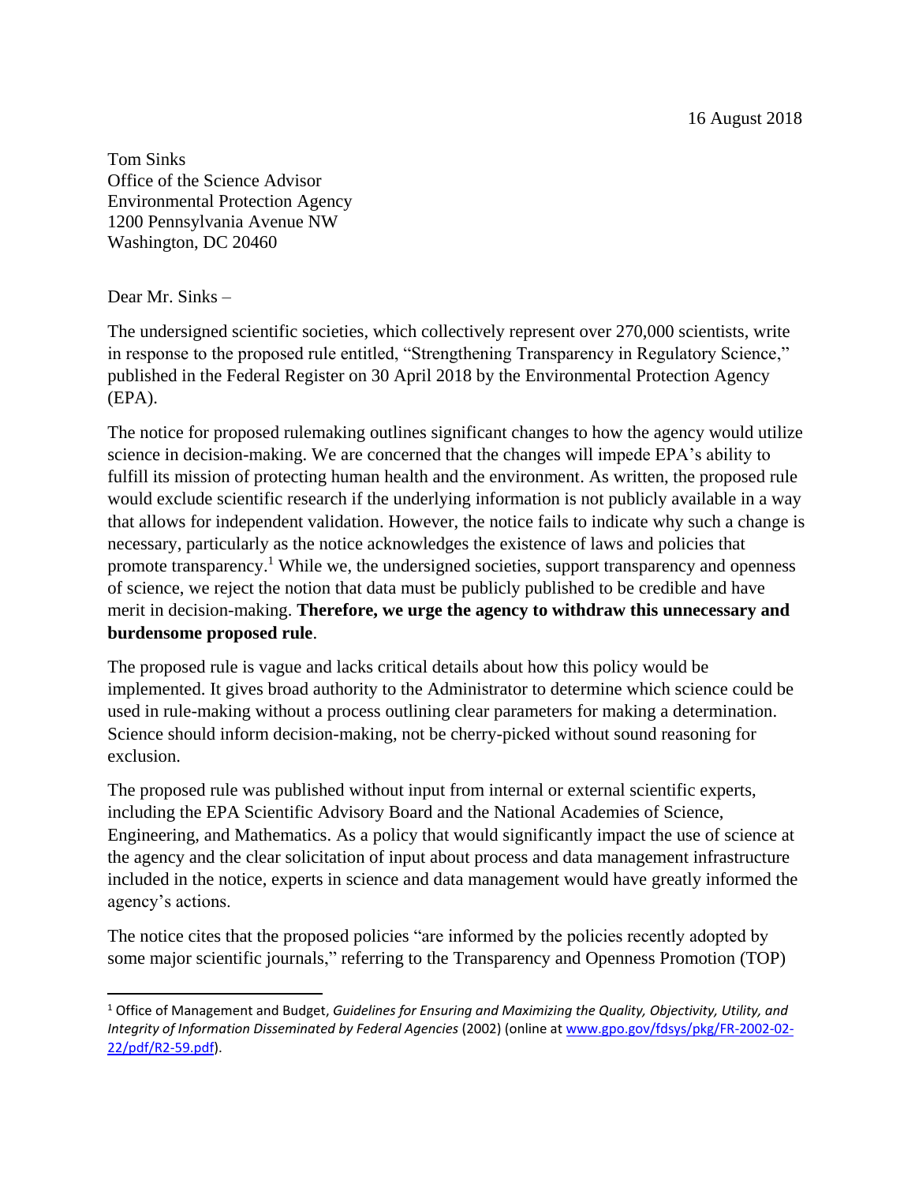16 August 2018

Tom Sinks
Office of the Science Advisor
Environmental Protection Agency
1200 Pennsylvania Avenue NW
Washington, DC 20460

Dear Mr. Sinks –

The undersigned scientific societies, which collectively represent over 270,000 scientists, write in response to the proposed rule entitled, "Strengthening Transparency in Regulatory Science," published in the Federal Register on 30 April 2018 by the Environmental Protection Agency (EPA).

The notice for proposed rulemaking outlines significant changes to how the agency would utilize science in decision-making. We are concerned that the changes will impede EPA's ability to fulfill its mission of protecting human health and the environment. As written, the proposed rule would exclude scientific research if the underlying information is not publicly available in a way that allows for independent validation. However, the notice fails to indicate why such a change is necessary, particularly as the notice acknowledges the existence of laws and policies that promote transparency.[1] While we, the undersigned societies, support transparency and openness of science, we reject the notion that data must be publicly published to be credible and have merit in decision-making. **Therefore, we urge the agency to withdraw this unnecessary and burdensome proposed rule**.

The proposed rule is vague and lacks critical details about how this policy would be implemented. It gives broad authority to the Administrator to determine which science could be used in rule-making without a process outlining clear parameters for making a determination. Science should inform decision-making, not be cherry-picked without sound reasoning for exclusion.

The proposed rule was published without input from internal or external scientific experts, including the EPA Scientific Advisory Board and the National Academies of Science, Engineering, and Mathematics. As a policy that would significantly impact the use of science at the agency and the clear solicitation of input about process and data management infrastructure included in the notice, experts in science and data management would have greatly informed the agency's actions.

The notice cites that the proposed policies "are informed by the policies recently adopted by some major scientific journals," referring to the Transparency and Openness Promotion (TOP)

---

[1] Office of Management and Budget, *Guidelines for Ensuring and Maximizing the Quality, Objectivity, Utility, and Integrity of Information Disseminated by Federal Agencies* (2002) (online at www.gpo.gov/fdsys/pkg/FR-2002-02-22/pdf/R2-59.pdf).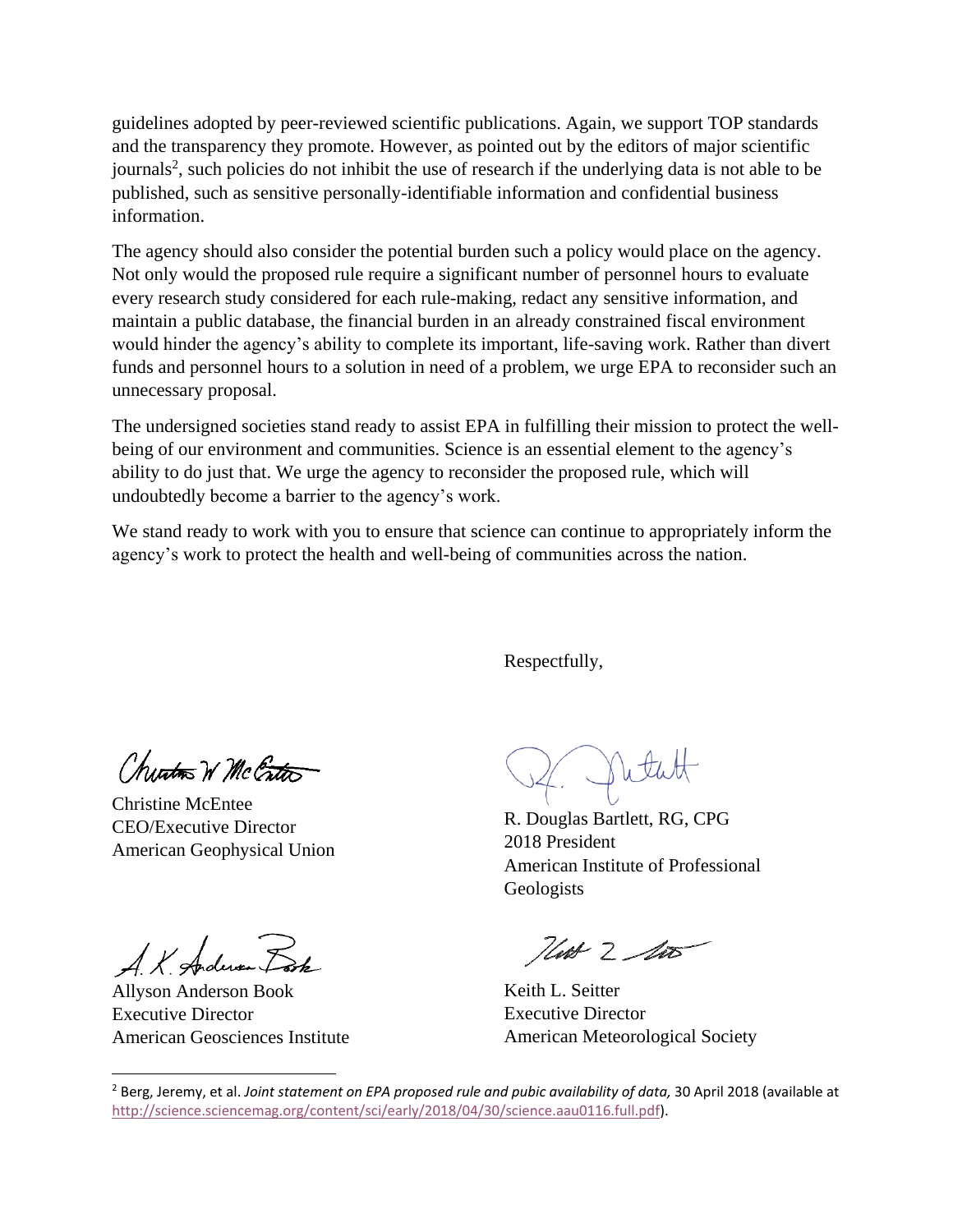guidelines adopted by peer-reviewed scientific publications. Again, we support TOP standards and the transparency they promote. However, as pointed out by the editors of major scientific journals[2], such policies do not inhibit the use of research if the underlying data is not able to be published, such as sensitive personally-identifiable information and confidential business information.

The agency should also consider the potential burden such a policy would place on the agency. Not only would the proposed rule require a significant number of personnel hours to evaluate every research study considered for each rule-making, redact any sensitive information, and maintain a public database, the financial burden in an already constrained fiscal environment would hinder the agency's ability to complete its important, life-saving work. Rather than divert funds and personnel hours to a solution in need of a problem, we urge EPA to reconsider such an unnecessary proposal.

The undersigned societies stand ready to assist EPA in fulfilling their mission to protect the well-being of our environment and communities. Science is an essential element to the agency's ability to do just that. We urge the agency to reconsider the proposed rule, which will undoubtedly become a barrier to the agency's work.

We stand ready to work with you to ensure that science can continue to appropriately inform the agency's work to protect the health and well-being of communities across the nation.

Respectfully,

Christine McEntee
CEO/Executive Director
American Geophysical Union

R. Douglas Bartlett, RG, CPG
2018 President
American Institute of Professional Geologists

Allyson Anderson Book
Executive Director
American Geosciences Institute

Keith L. Seitter
Executive Director
American Meteorological Society

---

[2] Berg, Jeremy, et al. *Joint statement on EPA proposed rule and pubic availability of data,* 30 April 2018 (available at http://science.sciencemag.org/content/sci/early/2018/04/30/science.aau0116.full.pdf).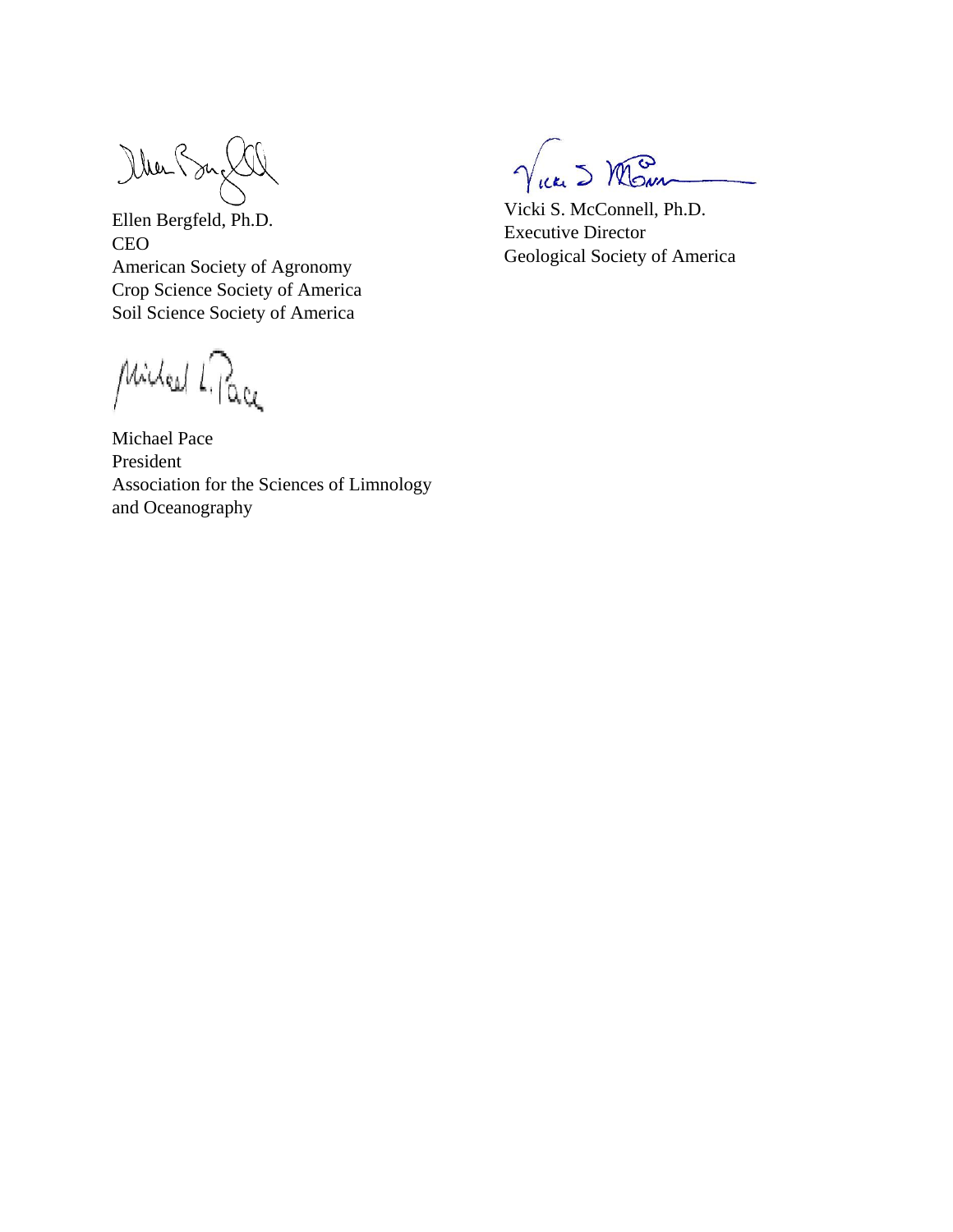Ellen Bergfeld, Ph.D.
CEO
American Society of Agronomy
Crop Science Society of America
Soil Science Society of America

Vicki S. McConnell, Ph.D.
Executive Director
Geological Society of America

Michael Pace
President
Association for the Sciences of Limnology
and Oceanography